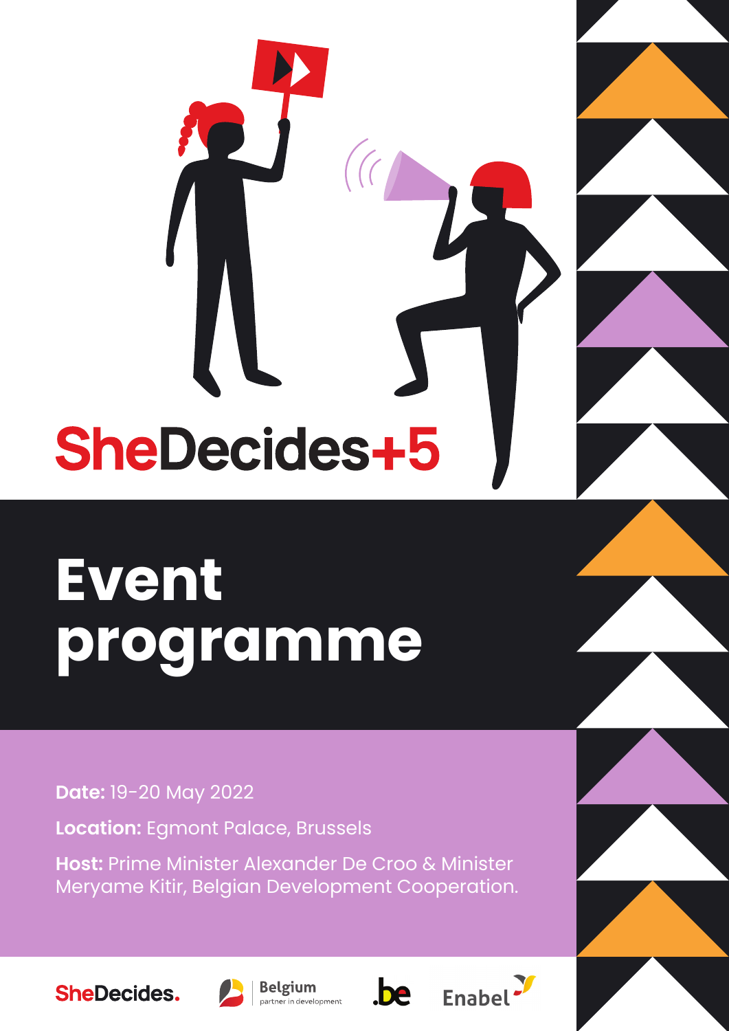# SheDecides+5

# Event programme

**Date:** 19-20 May 2022

**Location:** Egmont Palace, Brussels

**Host:** Prime Minister Alexander De Croo & Minister Meryame Kitir, Belgian Development Cooperation.

SheDecides. Belgium partner in development .be Enabel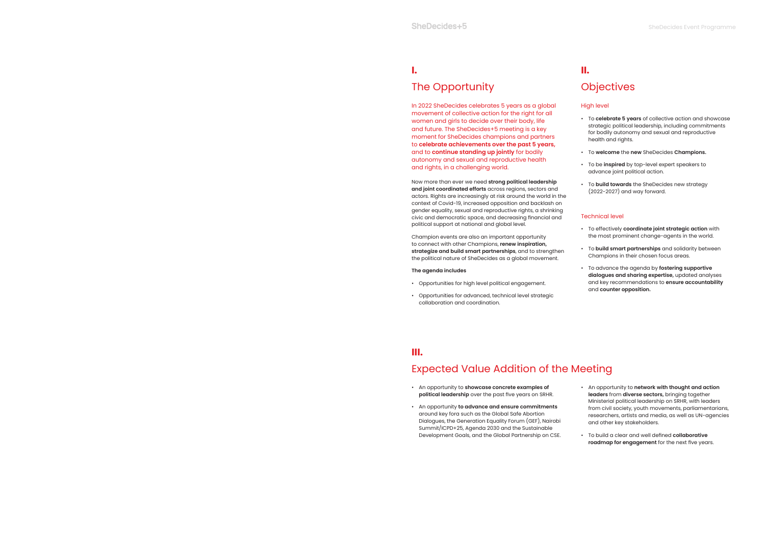## I.

## The Opportunity

In 2022 SheDecides celebrates 5 years as a global movement of collective action for the right for all women and girls to decide over their body, life and future. The SheDecides+5 meeting is a key moment for SheDecides champions and partners to **celebrate achievements over the past 5 years,** and to **continue standing up jointly** for bodily autonomy and sexual and reproductive health and rights, in a challenging world.

Now more than ever we need **strong political leadership and joint coordinated efforts** across regions, sectors and actors. Rights are increasingly at risk around the world in the context of Covid-19, increased opposition and backlash on gender equality, sexual and reproductive rights, a shrinking civic and democratic space, and decreasing financial and political support at national and global level.

Champion events are also an important opportunity to connect with other Champions, **renew inspiration, strategize and build smart partnerships**, and to strengthen the political nature of SheDecides as a global movement.

**The agenda includes**

- Opportunities for high level political engagement.
- Opportunities for advanced, technical level strategic collaboration and coordination.

## II.

## Objectives

### High level

- To **celebrate 5 years** of collective action and showcase strategic political leadership, including commitments for bodily autonomy and sexual and reproductive health and rights.
- To **welcome** the **new** SheDecides **Champions.**
- To be **inspired** by top-level expert speakers to advance joint political action.
- To **build towards** the SheDecides new strategy (2022-2027) and way forward.

### Technical level

- To effectively **coordinate joint strategic action** with the most prominent change-agents in the world.
- To **build smart partnerships** and solidarity between Champions in their chosen focus areas.
- To advance the agenda by **fostering supportive dialogues and sharing expertise,** updated analyses and key recommendations to **ensure accountability** and **counter opposition.**

## III.

## Expected Value Addition of the Meeting

- An opportunity to **showcase concrete examples of political leadership** over the past five years on SRHR.
- An opportunity **to advance and ensure commitments** around key fora such as the Global Safe Abortion Dialogues, the Generation Equality Forum (GEF), Nairobi Summit/ICPD+25, Agenda 2030 and the Sustainable Development Goals, and the Global Partnership on CSE.
- An opportunity to **network with thought and action leaders** from **diverse sectors,** bringing together Ministerial political leadership on SRHR, with leaders from civil society, youth movements, parliamentarians, researchers, artists and media, as well as UN-agencies and other key stakeholders.
- To build a clear and well defined **collaborative roadmap for engagement** for the next five years.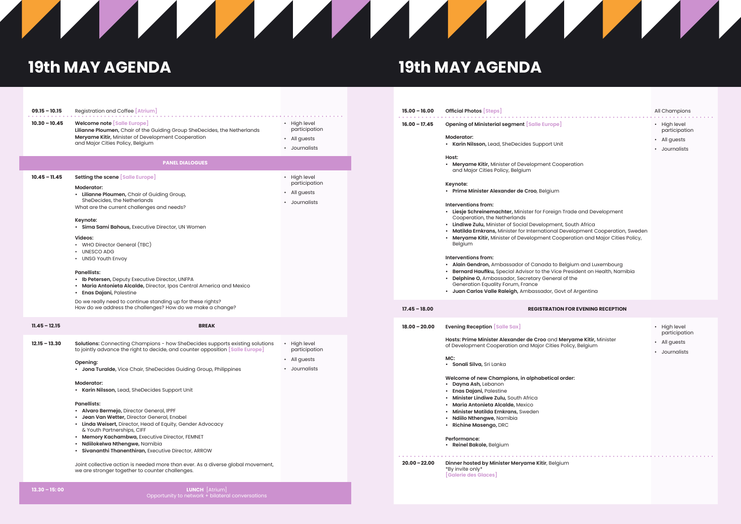# 19th MAY AGENDA

**09.15 – 10.15** Registration and Coffee [Atrium]

**10.30 – 10.45** **Welcome note** [Salle Europe]

**Lilianne Ploumen,** Chair of the Guiding Group SheDecides, the Netherlands
**Meryame Kitir,** Minister of Development Cooperation and Major Cities Policy, Belgium

- High level participation
- All guests
- Journalists

## PANEL DIALOGUES

**10.45 – 11.45** **Setting the scene** [Salle Europe]

**Moderator:**
- **Lilianne Ploumen,** Chair of Guiding Group, SheDecides, the Netherlands

What are the current challenges and needs?

**Keynote:**
- **Sima Sami Bahous,** Executive Director, UN Women

**Videos:**
- WHO Director General (TBC)
- UNESCO ADG
- UNSG Youth Envoy

**Panellists:**
- **Ib Petersen,** Deputy Executive Director, UNFPA
- **Maria Antonieta Alcalde,** Director, Ipas Central America and Mexico
- **Enas Dajani,** Palestine

Do we really need to continue standing up for these rights?
How do we address the challenges? How do we make a change?

- High level participation
- All guests
- Journalists

**11.45 – 12.15** **BREAK**

**12.15 – 13.30** **Solutions:** Connecting Champions - how SheDecides supports existing solutions to jointly advance the right to decide, and counter opposition [Salle Europe]

**Opening:**
- **Jona Turalde,** Vice Chair, SheDecides Guiding Group, Philippines

**Moderator:**
- **Karin Nilsson,** Lead, SheDecides Support Unit

**Panellists:**
- **Alvaro Bermejo,** Director General, IPPF
- **Jean Van Wetter,** Director General, Enabel
- **Linda Weisert,** Director, Head of Equity, Gender Advocacy & Youth Partnerships, CIFF
- **Memory Kachambwa,** Executive Director, FEMNET
- **Ndiilokelwa Nthengwe,** Namibia
- **Sivananthi Thanenthiran,** Executive Director, ARROW

Joint collective action is needed more than ever. As a diverse global movement, we are stronger together to counter challenges.

- High level participation
- All guests
- Journalists

**13.30 – 15: 00** **LUNCH** [Atrium]
Opportunity to network + bilateral conversations

# 19th MAY AGENDA

**15.00 – 16.00** **Official Photos** [Steps]

All Champions

**16.00 – 17.45** **Opening of Ministerial segment** [Salle Europe]

**Moderator:**
- **Karin Nilsson,** Lead, SheDecides Support Unit

**Host:**
- **Meryame Kitir,** Minister of Development Cooperation and Major Cities Policy, Belgium

**Keynote:**
- **Prime Minister Alexander de Croo**, Belgium

**Interventions from:**
- **Liesje Schreinemachter,** Minister for Foreign Trade and Development Cooperation, the Netherlands
- **Lindiwe Zulu,** Minister of Social Development, South Africa
- **Matilda Ernkrans,** Minister for International Development Cooperation, Sweden
- **Meryame Kitir,** Minister of Development Cooperation and Major Cities Policy, Belgium

**Interventions from:**
- **Alain Gendron,** Ambassador of Canada to Belgium and Luxembourg
- **Bernard Haufiku,** Special Advisor to the Vice President on Health, Namibia
- **Delphine O,** Ambassador, Secretary General of the Generation Equality Forum, France
- **Juan Carlos Valle Raleigh,** Ambassador, Govt of Argentina

- High level participation
- All guests
- Journalists

**17.45 – 18.00** **REGISTRATION FOR EVENING RECEPTION**

**18.00 – 20.00** **Evening Reception** [Salle Sax]

**Hosts: Prime Minister Alexander de Croo** and **Meryame Kitir,** Minister of Development Cooperation and Major Cities Policy, Belgium

**MC:**
- **Sonali Silva,** Sri Lanka

**Welcome of new Champions, in alphabetical order:**
- **Dayna Ash,** Lebanon
- **Enas Dajani,** Palestine
- **Minister Lindiwe Zulu,** South Africa
- **Maria Antonieta Alcalde,** Mexico
- **Minister Matilda Ernkrans,** Sweden
- **Ndiilo Nthengwe,** Namibia
- **Richine Masengo,** DRC

**Performance:**
- **Reinel Bakole,** Belgium

- High level participation
- All guests
- Journalists

**20.00 – 22.00** **Dinner hosted by Minister Meryame Kitir**, Belgium
*By invite only*
[Galerie des Glaces]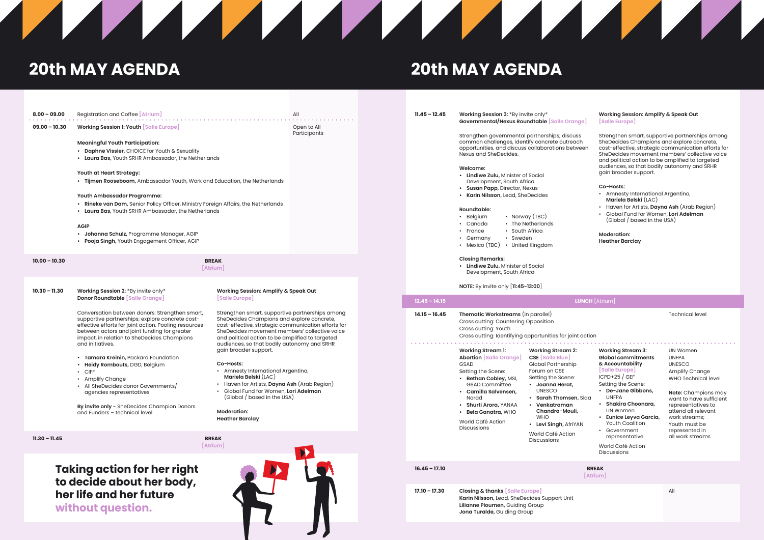# 20th MAY AGENDA

**8.00 – 09.00** Registration and Coffee [Atrium] — All

**09.00 – 10.30** **Working Session 1: Youth** [Salle Europe] — Open to All Participants

**Meaningful Youth Participation:**
- **Daphne Vissier,** CHOICE for Youth & Sexuality
- **Laura Bas,** Youth SRHR Ambassador, the Netherlands

**Youth at Heart Strategy:**
- **Tijmen Rooseboom,** Ambassador Youth, Work and Education, the Netherlands

**Youth Ambassador Programme:**
- **Rineke van Dam,** Senior Policy Officer, Ministry Foreign Affairs, the Netherlands
- **Laura Bas,** Youth SRHR Ambassador, the Netherlands

**AGIP**
- **Johanna Schulz,** Programme Manager, AGIP
- **Pooja Singh,** Youth Engagement Officer, AGIP

**10.00 – 10.30** **BREAK** [Atrium]

**10.30 – 11.30**

**Working Session 2:** *By invite only*
**Donor Roundtable** [Salle Orange]

Conversation between donors: Strengthen smart, supportive partnerships; explore concrete cost-effective efforts for joint action. Pooling resources between actors and joint funding for greater impact, in relation to SheDecides Champions and initiatives.

- **Tamara Kreinin,** Packard Foundation
- **Heidy Rombouts,** DGD, Belgium
- CIFF
- Amplify Change
- All SheDecides donor Governments/ agencies representatives

**By invite only** – SheDecides Champion Donors and Funders – technical level

**Working Session: Amplify & Speak Out** [Salle Europe]

Strengthen smart, supportive partnerships among SheDecides Champions and explore concrete, cost-effective, strategic communication efforts for SheDecides movement members' collective voice and political action to be amplified to targeted audiences, so that bodily autonomy and SRHR gain broader support.

**Co-Hosts:**
- Amnesty International Argentina, **Mariela Belski** (LAC)
- Haven for Artists, **Dayna Ash** (Arab Region)
- Global Fund for Women, **Lori Adelman** (Global / based in the USA)

**Moderation:**
**Heather Barclay**

**11.30 – 11.45** **BREAK** [Atrium]

**Taking action for her right to decide about her body, her life and her future without question.**

**11.45 – 12.45**

**Working Session 3:** *By invite only*
**Governmental/Nexus Roundtable** [Salle Orange]

Strengthen governmental partnerships; discuss common challenges, identify concrete outreach opportunities, and discuss collaborations between Nexus and SheDecides.

**Welcome:**
- **Lindiwe Zulu,** Minister of Social Development, South Africa
- **Susan Papp,** Director, Nexus
- **Karin Nilsson,** Lead, SheDecides

**Roundtable:**
- Belgium
- Canada
- France
- Germany
- Mexico (TBC)
- Norway (TBC)
- The Netherlands
- South Africa
- Sweden
- United Kingdom

**Closing Remarks:**
- **Lindiwe Zulu,** Minister of Social Development, South Africa

**NOTE:** By invite only [**11:45-13:00**]

**Working Session: Amplify & Speak Out** [Salle Europe]

Strengthen smart, supportive partnerships among SheDecides Champions and explore concrete, cost-effective, strategic communication efforts for SheDecides movement members' collective voice and political action to be amplified to targeted audiences, so that bodily autonomy and SRHR gain broader support.

**Co-Hosts:**
- Amnesty International Argentina, **Mariela Belski** (LAC)
- Haven for Artists, **Dayna Ash** (Arab Region)
- Global Fund for Women, **Lori Adelman** (Global / based in the USA)

**Moderation:**
**Heather Barclay**

**12.45 – 14.15** **LUNCH** [Atrium]

**14.15 – 16.45** **Thematic Workstreams** (in parallel) — Technical level
Cross cutting: Countering Opposition
Cross cutting: Youth
Cross cutting: Identifying opportunities for joint action

**Working Stream 1: Abortion** [Salle Orange]
GSAD
Setting the Scene:
- **Bethan Cobley,** MSI, GSAD Committee
- **Camilla Salvensen,** Norad
- **Shurti Arora,** YANAA
- **Bela Ganatra,** WHO

World Café Action Discussions

**Working Stream 2: CSE** [Salle Blue]
Global Partnership Forum on CSE
Setting the Scene:
- **Joanna Herat,** UNESCO
- **Sarah Thomsen,** Sida
- **Venkatraman Chandra-Mouli,** WHO
- **Levi Singh,** AfriYAN

World Café Action Discussions

**Working Stream 3: Global commitments & Accountability** [Salle Europe]
ICPD+25 / GEF
Setting the Scene:
- **De-Jane Gibbons,** UNFPA
- **Shakira Choonara,** UN Women
- **Eunice Leyva Garcia,** Youth Coalition
- Government representative

World Café Action Discussions

UN Women
UNFPA
UNESCO
Amplify Change
WHO Technical level

**Note:** Champions may want to have sufficient representatives to attend all relevant work streams; Youth must be represented in all work streams

**16.45 – 17.10** **BREAK** [Atrium]

**17.10 – 17.30** **Closing & thanks** [Salle Europe] — All
**Karin Nilsson,** Lead, SheDecides Support Unit
**Lilianne Ploumen,** Guiding Group
**Jona Turalde,** Guiding Group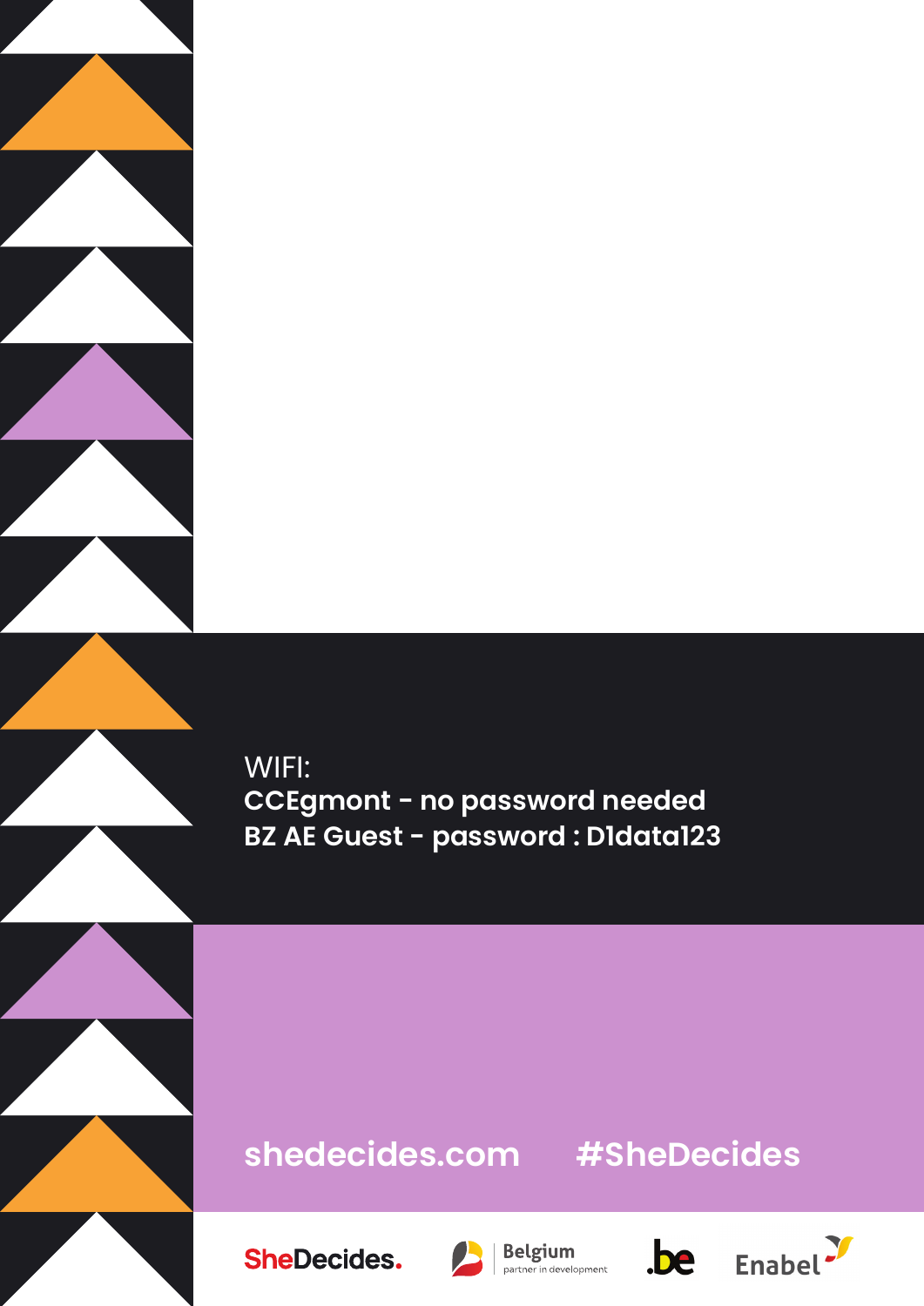WIFI:

**CCEgmont - no password needed**

**BZ AE Guest - password : D1data123**

**shedecides.com** **#SheDecides**

SheDecides. Belgium partner in development .be Enabel